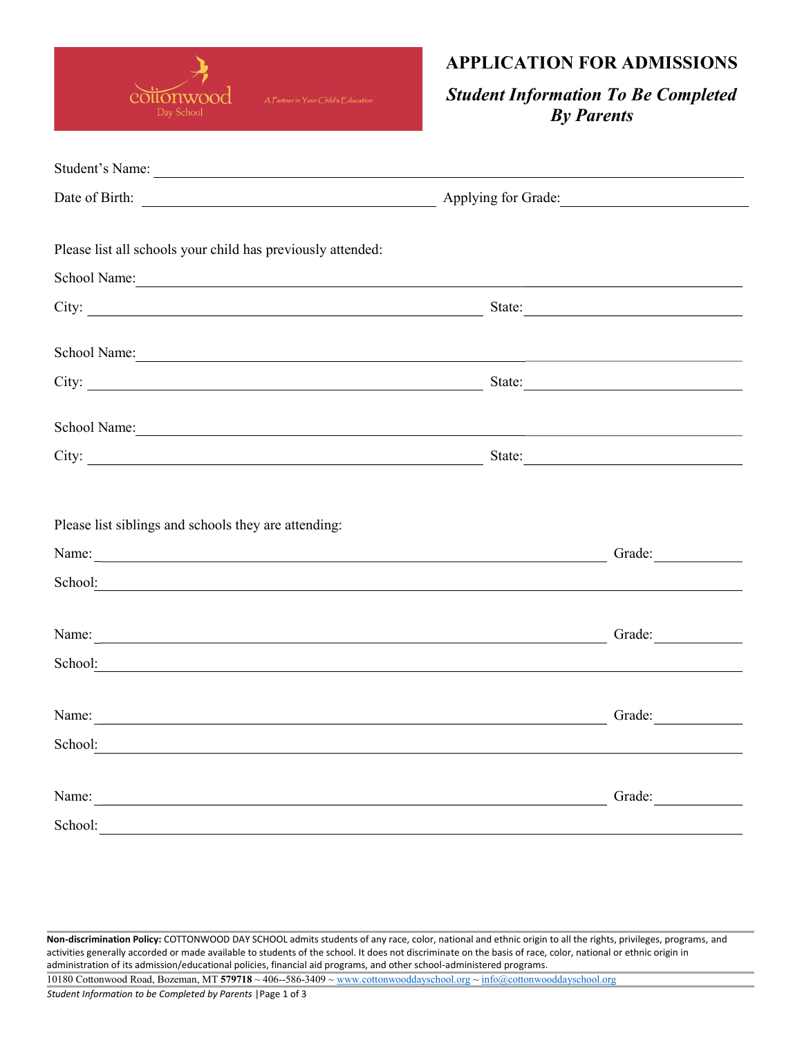cottonwood Day School — A Partner in Your Child's Education

# APPLICATION FOR ADMISSIONS

## *Student Information To Be Completed By Parents*

Student's Name: ______________________________________________

Date of Birth: ______________________ Applying for Grade: ______________

Please list all schools your child has previously attended:

School Name: ______________________________________________

City: ______________________ State: ______________

School Name: ______________________________________________

City: ______________________ State: ______________

School Name: ______________________________________________

City: ______________________ State: ______________

Please list siblings and schools they are attending:

Name: ______________________________ Grade: ________

School: ______________________________________________

Name: ______________________________ Grade: ________

School: ______________________________________________

Name: ______________________________ Grade: ________

School: ______________________________________________

Name: ______________________________ Grade: ________

School: ______________________________________________

**Non-discrimination Policy:** COTTONWOOD DAY SCHOOL admits students of any race, color, national and ethnic origin to all the rights, privileges, programs, and activities generally accorded or made available to students of the school. It does not discriminate on the basis of race, color, national or ethnic origin in administration of its admission/educational policies, financial aid programs, and other school-administered programs.

10180 Cottonwood Road, Bozeman, MT **579718** ~ 406--586-3409 ~ www.cottonwooddayschool.org ~ info@cottonwooddayschool.org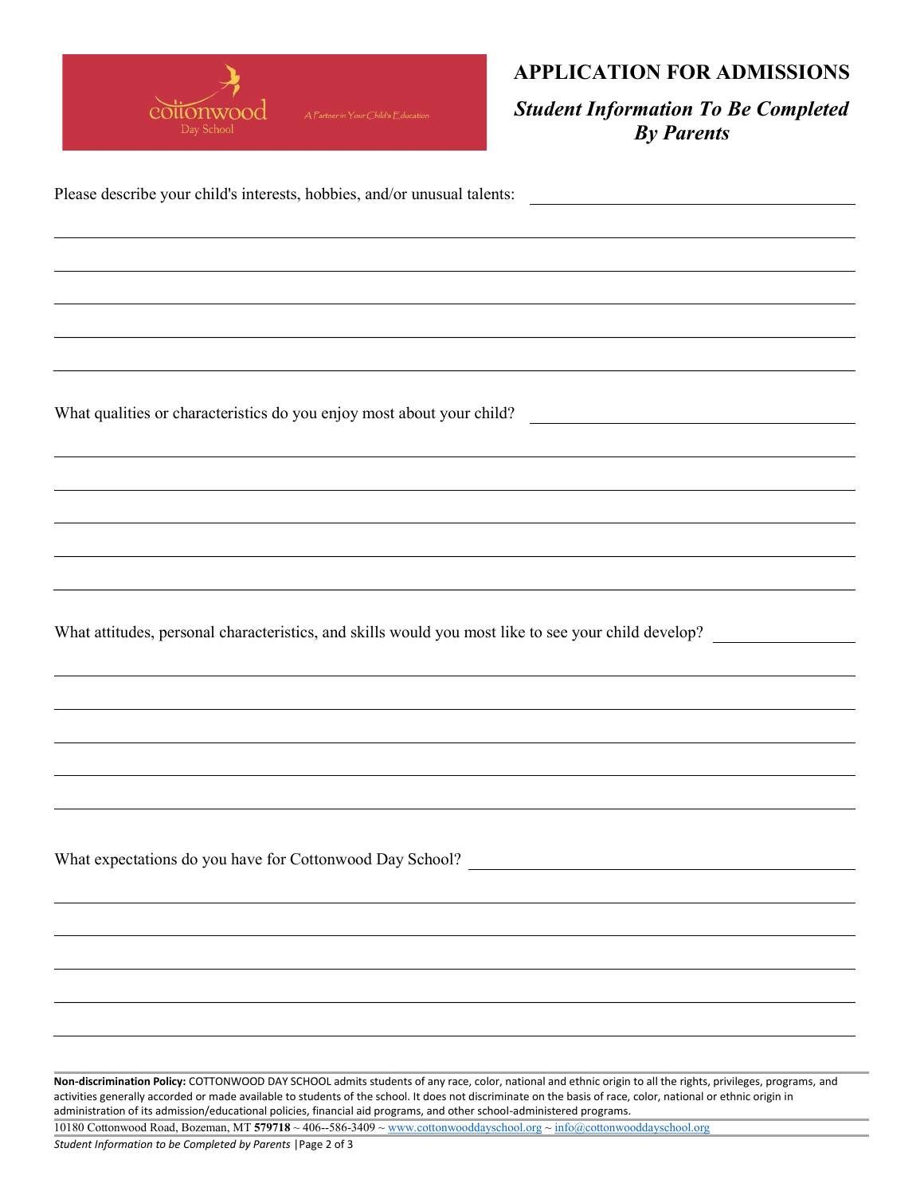# APPLICATION FOR ADMISSIONS

## *Student Information To Be Completed By Parents*

Please describe your child's interests, hobbies, and/or unusual talents: ______________________________

______________________________________________________________________

______________________________________________________________________

______________________________________________________________________

______________________________________________________________________

______________________________________________________________________

What qualities or characteristics do you enjoy most about your child? ______________________________

______________________________________________________________________

______________________________________________________________________

______________________________________________________________________

______________________________________________________________________

______________________________________________________________________

What attitudes, personal characteristics, and skills would you most like to see your child develop? __________

______________________________________________________________________

______________________________________________________________________

______________________________________________________________________

______________________________________________________________________

______________________________________________________________________

What expectations do you have for Cottonwood Day School? ______________________________

______________________________________________________________________

______________________________________________________________________

______________________________________________________________________

______________________________________________________________________

______________________________________________________________________

**Non-discrimination Policy:** COTTONWOOD DAY SCHOOL admits students of any race, color, national and ethnic origin to all the rights, privileges, programs, and activities generally accorded or made available to students of the school. It does not discriminate on the basis of race, color, national or ethnic origin in administration of its admission/educational policies, financial aid programs, and other school-administered programs.

10180 Cottonwood Road, Bozeman, MT **579718** ~ 406--586-3409 ~ www.cottonwooddayschool.org ~ info@cottonwooddayschool.org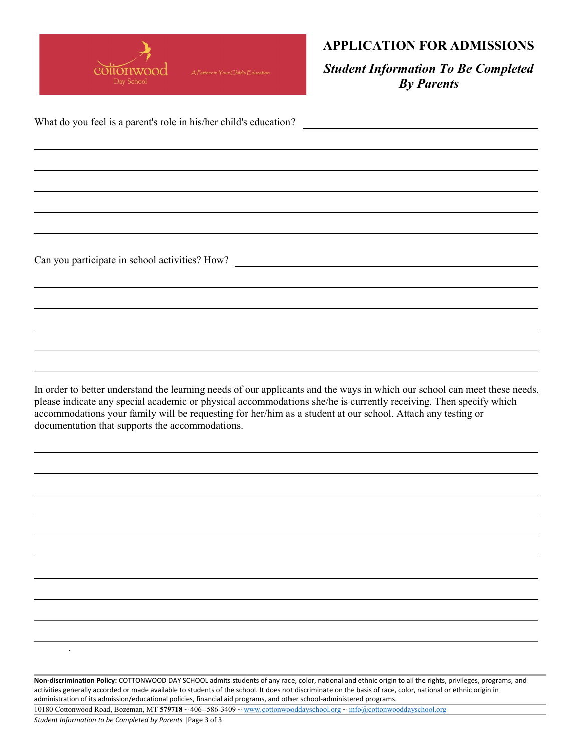cottonwood Day School

A Partner in Your Child's Education

# APPLICATION FOR ADMISSIONS

***Student Information To Be Completed By Parents***

What do you feel is a parent's role in his/her child's education?

Can you participate in school activities? How?

In order to better understand the learning needs of our applicants and the ways in which our school can meet these needs, please indicate any special academic or physical accommodations she/he is currently receiving. Then specify which accommodations your family will be requesting for her/him as a student at our school. Attach any testing or documentation that supports the accommodations.

**Non-discrimination Policy:** COTTONWOOD DAY SCHOOL admits students of any race, color, national and ethnic origin to all the rights, privileges, programs, and activities generally accorded or made available to students of the school. It does not discriminate on the basis of race, color, national or ethnic origin in administration of its admission/educational policies, financial aid programs, and other school-administered programs.

10180 Cottonwood Road, Bozeman, MT **579718** ~ 406--586-3409 ~ www.cottonwooddayschool.org ~ info@cottonwooddayschool.org